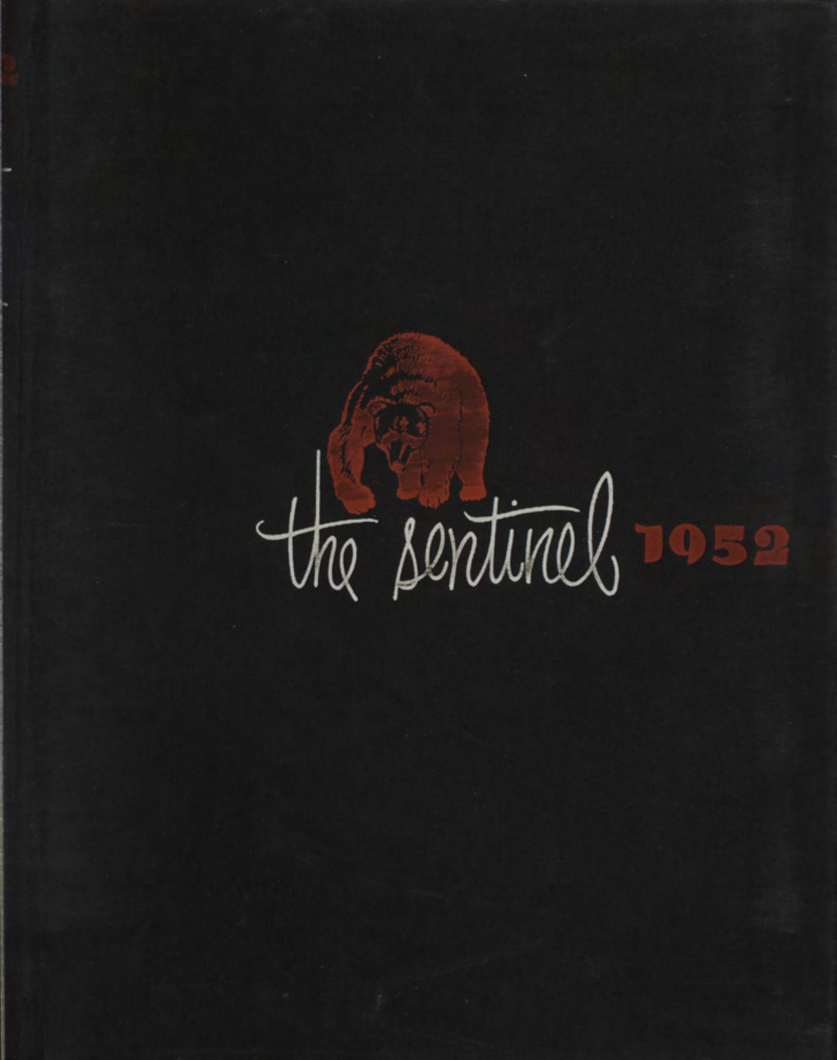# the sentinel 1952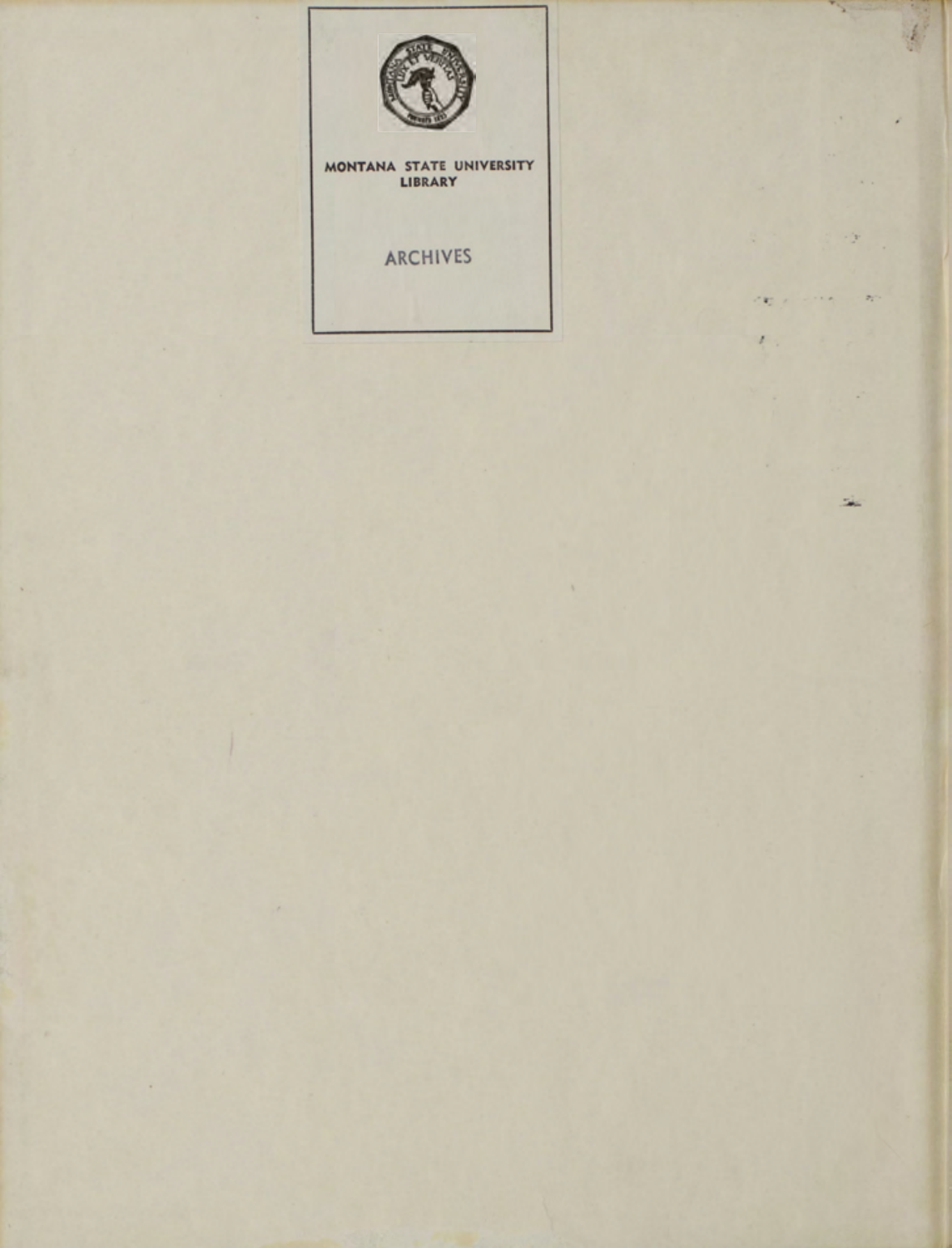MONTANA STATE UNIVERSITY LIBRARY

ARCHIVES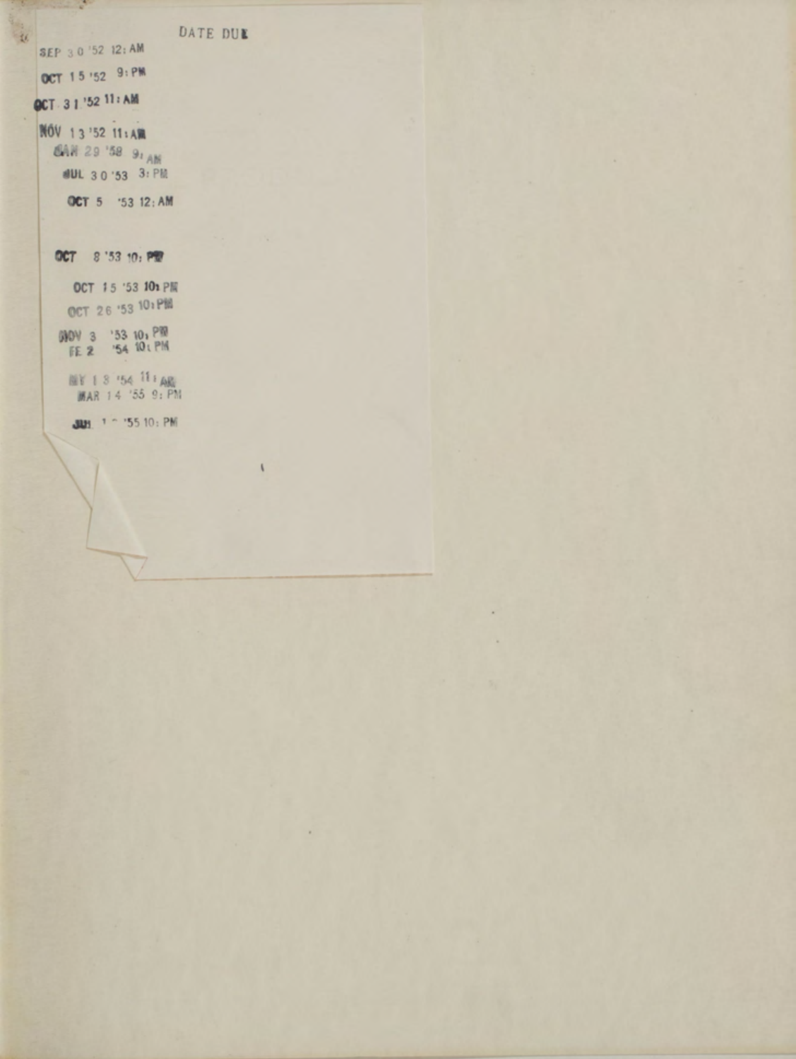DATE DUE

SEP 30 '52 12: AM

OCT 15 '52 9: PM

OCT 31 '52 11: AM

NOV 13 '52 11: AM

JAN 29 '58 9: AM

JUL 30 '53 3: PM

OCT 5 '53 12: AM

OCT 8 '53 10: PM

OCT 15 '53 10: PM

OCT 26 '53 10: PM

NOV 3 '53 10: PM

FE 2 '54 10: PM

MY 13 '54 11: AM

MAR 14 '55 9: PM

JUL 1 - '55 10: PM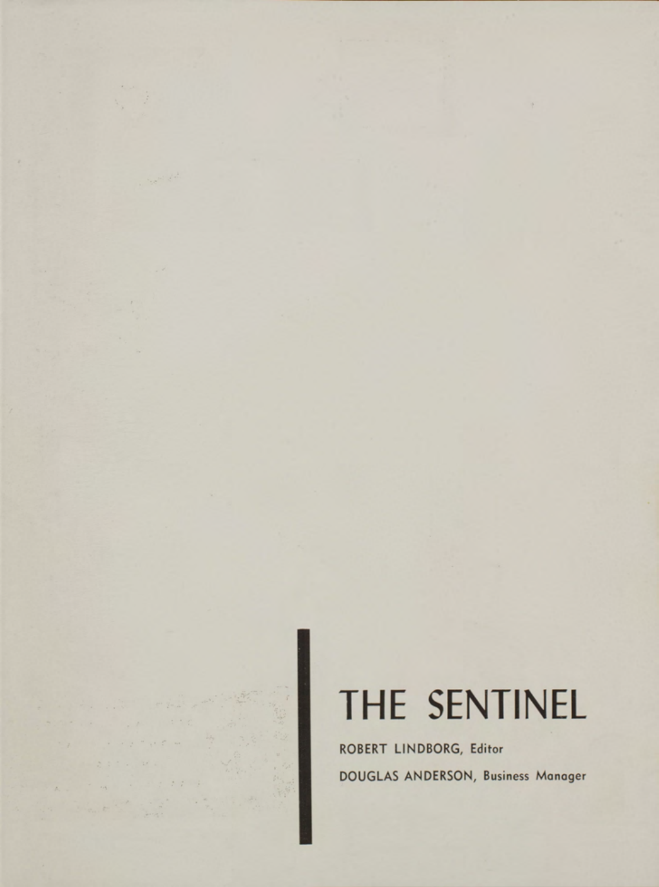# THE SENTINEL

ROBERT LINDBORG, Editor

DOUGLAS ANDERSON, Business Manager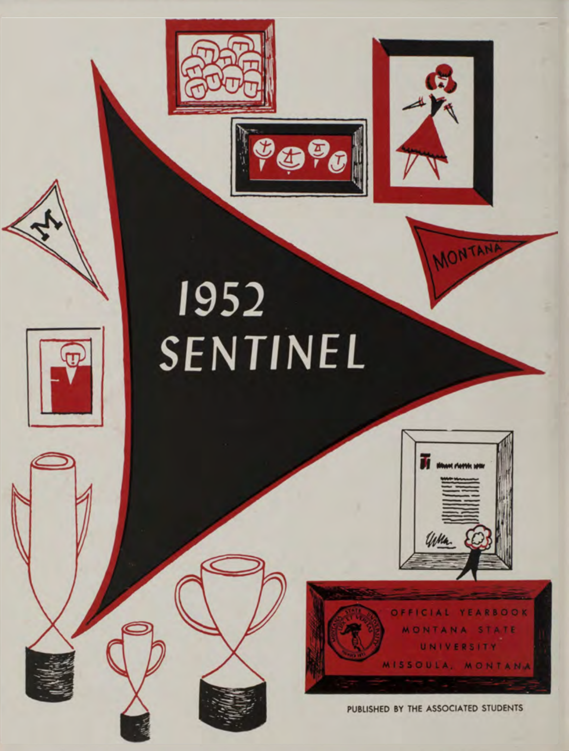# 1952 SENTINEL

MONTANA

OFFICIAL YEARBOOK
MONTANA STATE UNIVERSITY
MISSOULA, MONTANA

PUBLISHED BY THE ASSOCIATED STUDENTS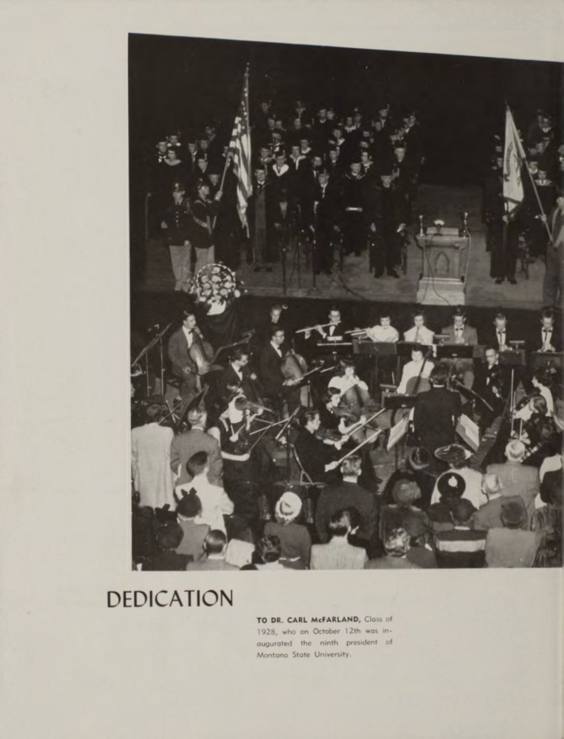# DEDICATION

**TO DR. CARL McFARLAND,** Class of 1928, who on October 12th was inaugurated the ninth president of Montana State University.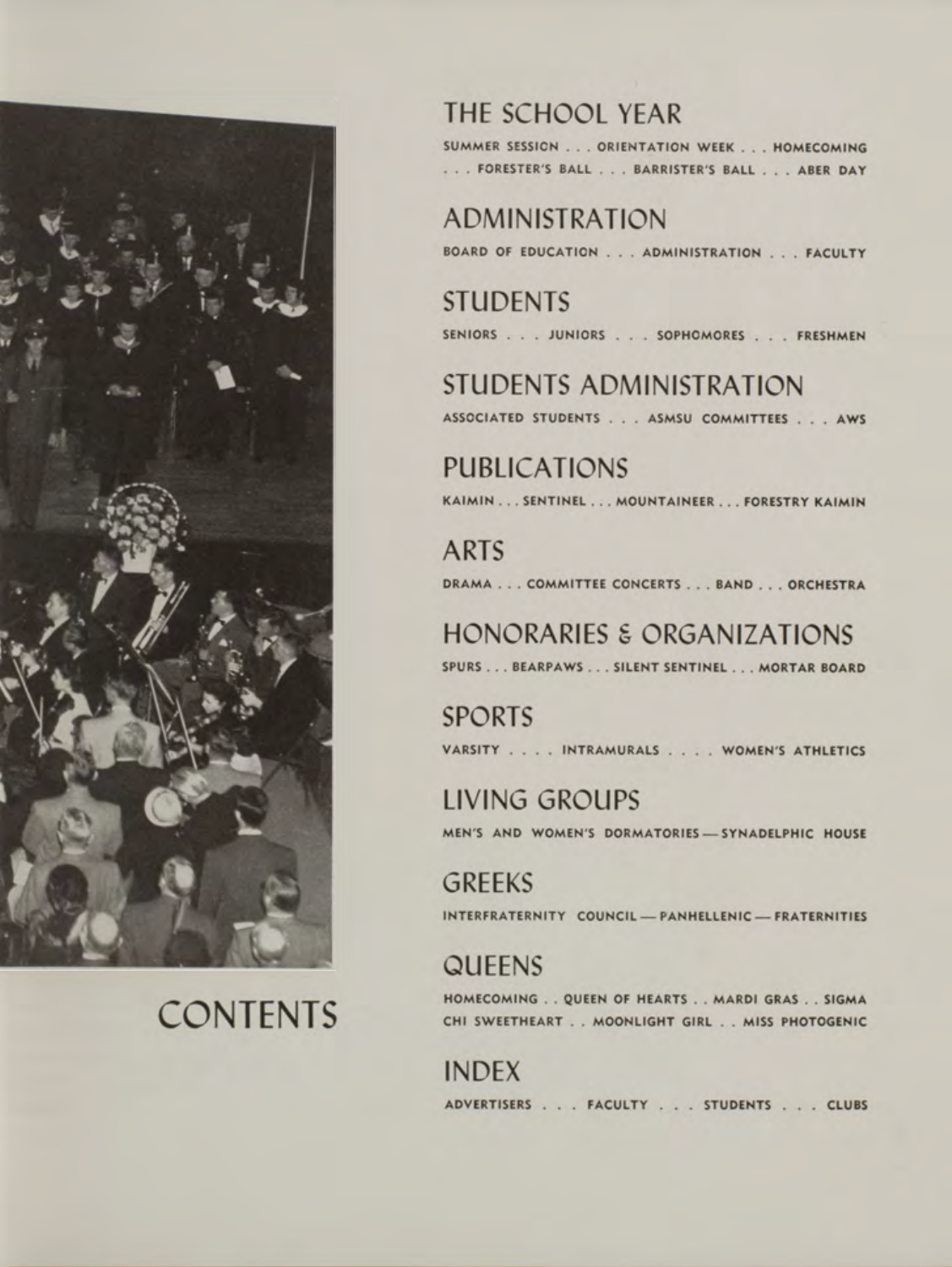# CONTENTS

## THE SCHOOL YEAR

SUMMER SESSION . . . ORIENTATION WEEK . . . HOMECOMING . . . FORESTER'S BALL . . . BARRISTER'S BALL . . . ABER DAY

## ADMINISTRATION

BOARD OF EDUCATION . . . ADMINISTRATION . . . FACULTY

## STUDENTS

SENIORS . . . JUNIORS . . . SOPHOMORES . . . FRESHMEN

## STUDENTS ADMINISTRATION

ASSOCIATED STUDENTS . . . ASMSU COMMITTEES . . . AWS

## PUBLICATIONS

KAIMIN . . . SENTINEL . . . MOUNTAINEER . . . FORESTRY KAIMIN

## ARTS

DRAMA . . . COMMITTEE CONCERTS . . . BAND . . . ORCHESTRA

## HONORARIES & ORGANIZATIONS

SPURS . . . BEARPAWS . . . SILENT SENTINEL . . . MORTAR BOARD

## SPORTS

VARSITY . . . . INTRAMURALS . . . . WOMEN'S ATHLETICS

## LIVING GROUPS

MEN'S AND WOMEN'S DORMATORIES — SYNADELPHIC HOUSE

## GREEKS

INTERFRATERNITY COUNCIL — PANHELLENIC — FRATERNITIES

## QUEENS

HOMECOMING . . QUEEN OF HEARTS . . MARDI GRAS . . SIGMA CHI SWEETHEART . . MOONLIGHT GIRL . . MISS PHOTOGENIC

## INDEX

ADVERTISERS . . . FACULTY . . . STUDENTS . . . CLUBS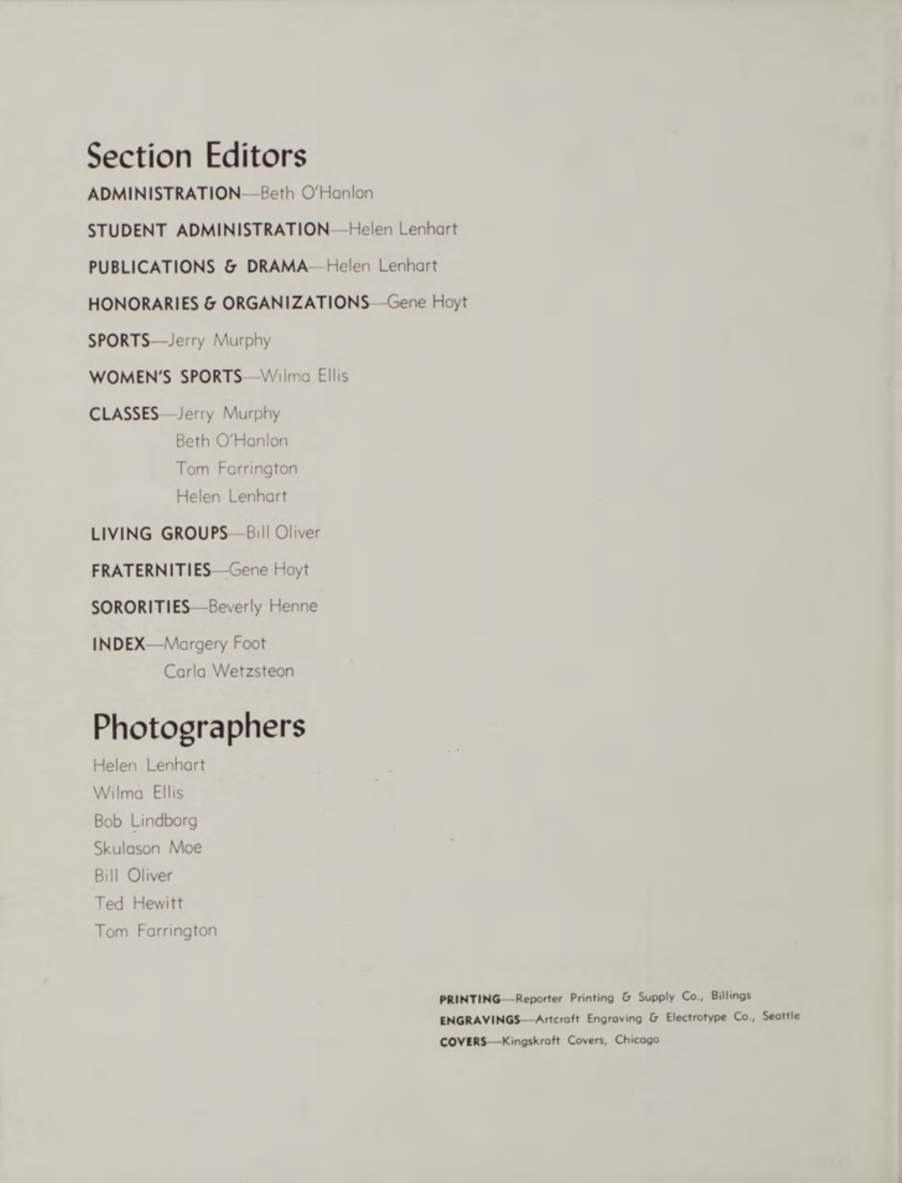# Section Editors

**ADMINISTRATION**—Beth O'Hanlon

**STUDENT ADMINISTRATION**—Helen Lenhart

**PUBLICATIONS & DRAMA**—Helen Lenhart

**HONORARIES & ORGANIZATIONS**—Gene Hoyt

**SPORTS**—Jerry Murphy

**WOMEN'S SPORTS**—Wilma Ellis

**CLASSES**—Jerry Murphy
Beth O'Hanlon
Tom Farrington
Helen Lenhart

**LIVING GROUPS**—Bill Oliver

**FRATERNITIES**—Gene Hoyt

**SORORITIES**—Beverly Henne

**INDEX**—Margery Foot
Carla Wetzsteon

# Photographers

Helen Lenhart
Wilma Ellis
Bob Lindborg
Skulason Moe
Bill Oliver
Ted Hewitt
Tom Farrington

**PRINTING**—Reporter Printing & Supply Co., Billings
**ENGRAVINGS**—Artcraft Engraving & Electrotype Co., Seattle
**COVERS**—Kingskraft Covers, Chicago